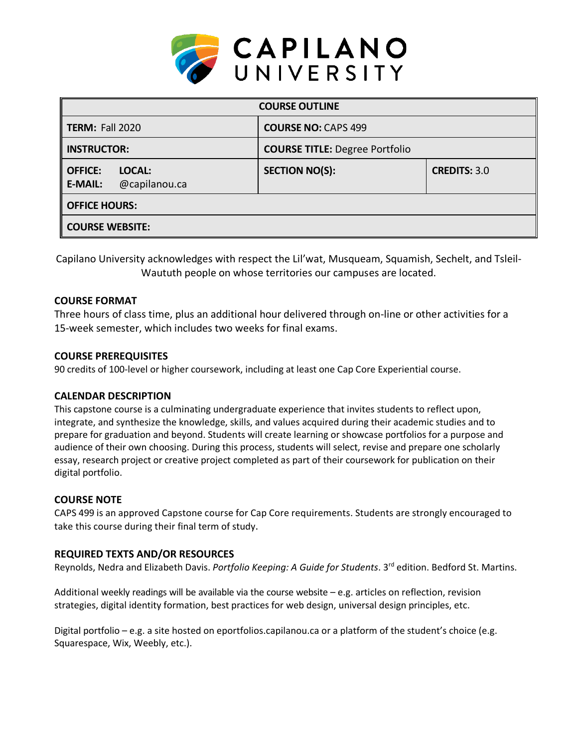# CAPILANO UNIVERSITY

| COURSE OUTLINE | | |
|---|---|---|
| **TERM:** Fall 2020 | **COURSE NO:** CAPS 499 | |
| **INSTRUCTOR:** | **COURSE TITLE:** Degree Portfolio | |
| **OFFICE:** **LOCAL:**<br>**E-MAIL:** @capilanou.ca | **SECTION NO(S):** | **CREDITS:** 3.0 |
| **OFFICE HOURS:** | | |
| **COURSE WEBSITE:** | | |

Capilano University acknowledges with respect the Lil'wat, Musqueam, Squamish, Sechelt, and Tsleil-Waututh people on whose territories our campuses are located.

### COURSE FORMAT

Three hours of class time, plus an additional hour delivered through on-line or other activities for a 15-week semester, which includes two weeks for final exams.

### COURSE PREREQUISITES

90 credits of 100-level or higher coursework, including at least one Cap Core Experiential course.

### CALENDAR DESCRIPTION

This capstone course is a culminating undergraduate experience that invites students to reflect upon, integrate, and synthesize the knowledge, skills, and values acquired during their academic studies and to prepare for graduation and beyond. Students will create learning or showcase portfolios for a purpose and audience of their own choosing. During this process, students will select, revise and prepare one scholarly essay, research project or creative project completed as part of their coursework for publication on their digital portfolio.

### COURSE NOTE

CAPS 499 is an approved Capstone course for Cap Core requirements. Students are strongly encouraged to take this course during their final term of study.

### REQUIRED TEXTS AND/OR RESOURCES

Reynolds, Nedra and Elizabeth Davis. *Portfolio Keeping: A Guide for Students*. 3rd edition. Bedford St. Martins.

Additional weekly readings will be available via the course website – e.g. articles on reflection, revision strategies, digital identity formation, best practices for web design, universal design principles, etc.

Digital portfolio – e.g. a site hosted on eportfolios.capilanou.ca or a platform of the student's choice (e.g. Squarespace, Wix, Weebly, etc.).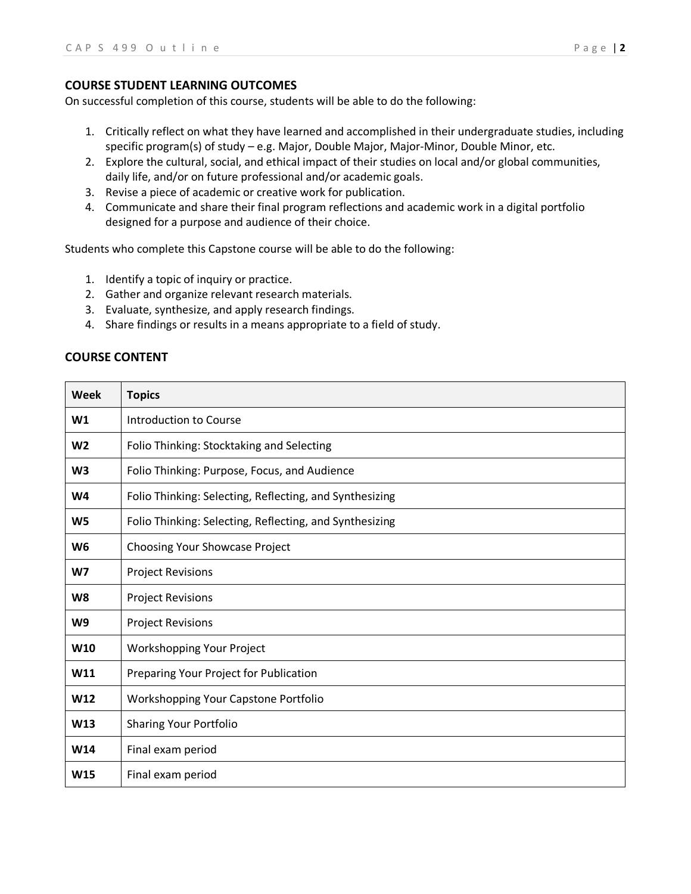## COURSE STUDENT LEARNING OUTCOMES

On successful completion of this course, students will be able to do the following:

1. Critically reflect on what they have learned and accomplished in their undergraduate studies, including specific program(s) of study – e.g. Major, Double Major, Major-Minor, Double Minor, etc.
2. Explore the cultural, social, and ethical impact of their studies on local and/or global communities, daily life, and/or on future professional and/or academic goals.
3. Revise a piece of academic or creative work for publication.
4. Communicate and share their final program reflections and academic work in a digital portfolio designed for a purpose and audience of their choice.

Students who complete this Capstone course will be able to do the following:

1. Identify a topic of inquiry or practice.
2. Gather and organize relevant research materials.
3. Evaluate, synthesize, and apply research findings.
4. Share findings or results in a means appropriate to a field of study.

## COURSE CONTENT

| Week | Topics |
|---|---|
| **W1** | Introduction to Course |
| **W2** | Folio Thinking: Stocktaking and Selecting |
| **W3** | Folio Thinking: Purpose, Focus, and Audience |
| **W4** | Folio Thinking: Selecting, Reflecting, and Synthesizing |
| **W5** | Folio Thinking: Selecting, Reflecting, and Synthesizing |
| **W6** | Choosing Your Showcase Project |
| **W7** | Project Revisions |
| **W8** | Project Revisions |
| **W9** | Project Revisions |
| **W10** | Workshopping Your Project |
| **W11** | Preparing Your Project for Publication |
| **W12** | Workshopping Your Capstone Portfolio |
| **W13** | Sharing Your Portfolio |
| **W14** | Final exam period |
| **W15** | Final exam period |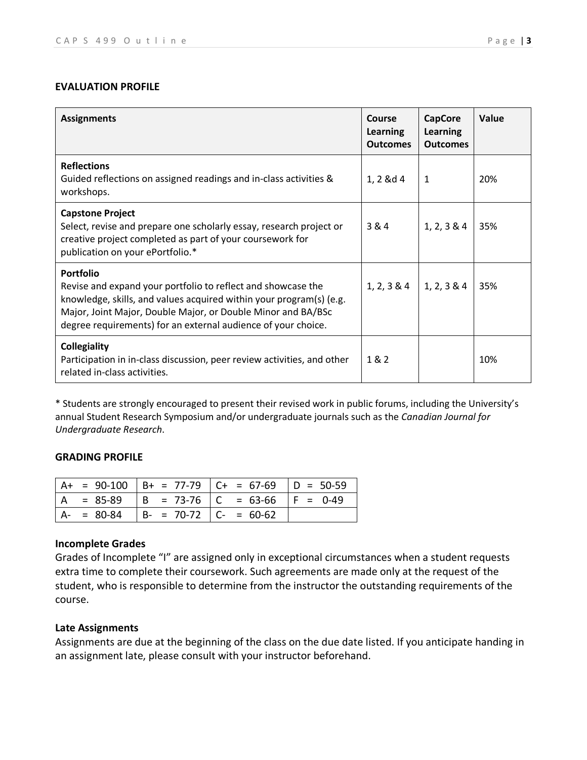### EVALUATION PROFILE

| Assignments | Course Learning Outcomes | CapCore Learning Outcomes | Value |
|---|---|---|---|
| **Reflections**<br>Guided reflections on assigned readings and in-class activities & workshops. | 1, 2 &d 4 | 1 | 20% |
| **Capstone Project**<br>Select, revise and prepare one scholarly essay, research project or creative project completed as part of your coursework for publication on your ePortfolio.* | 3 & 4 | 1, 2, 3 & 4 | 35% |
| **Portfolio**<br>Revise and expand your portfolio to reflect and showcase the knowledge, skills, and values acquired within your program(s) (e.g. Major, Joint Major, Double Major, or Double Minor and BA/BSc degree requirements) for an external audience of your choice. | 1, 2, 3 & 4 | 1, 2, 3 & 4 | 35% |
| **Collegiality**<br>Participation in in-class discussion, peer review activities, and other related in-class activities. | 1 & 2 | | 10% |

* Students are strongly encouraged to present their revised work in public forums, including the University's annual Student Research Symposium and/or undergraduate journals such as the *Canadian Journal for Undergraduate Research*.

### GRADING PROFILE

| | | | |
|---|---|---|---|
| A+ = 90-100 | B+ = 77-79 | C+ = 67-69 | D = 50-59 |
| A = 85-89 | B = 73-76 | C = 63-66 | F = 0-49 |
| A- = 80-84 | B- = 70-72 | C- = 60-62 | |

#### Incomplete Grades

Grades of Incomplete "I" are assigned only in exceptional circumstances when a student requests extra time to complete their coursework. Such agreements are made only at the request of the student, who is responsible to determine from the instructor the outstanding requirements of the course.

#### Late Assignments

Assignments are due at the beginning of the class on the due date listed. If you anticipate handing in an assignment late, please consult with your instructor beforehand.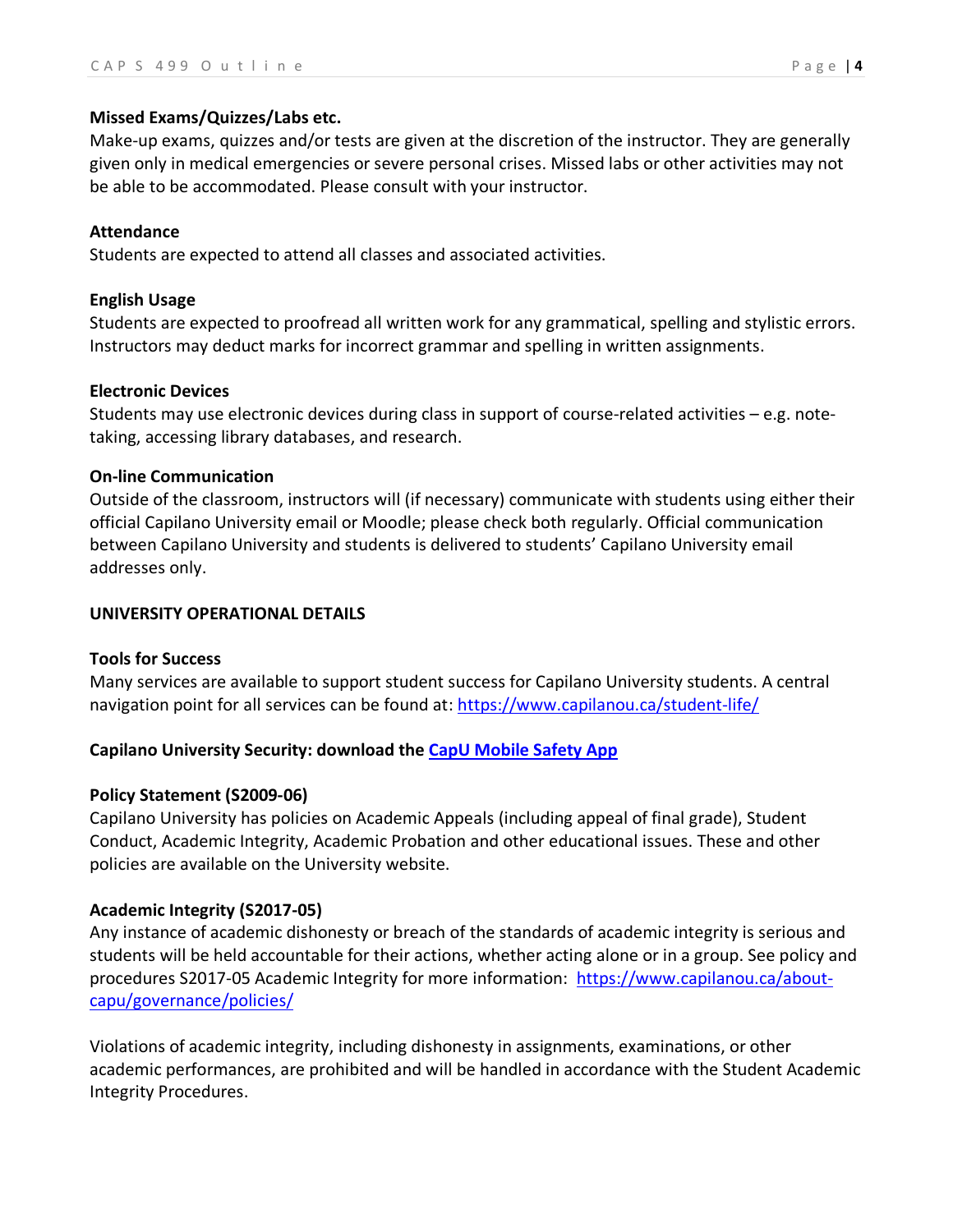**Missed Exams/Quizzes/Labs etc.**
Make-up exams, quizzes and/or tests are given at the discretion of the instructor. They are generally given only in medical emergencies or severe personal crises. Missed labs or other activities may not be able to be accommodated. Please consult with your instructor.

**Attendance**
Students are expected to attend all classes and associated activities.

**English Usage**
Students are expected to proofread all written work for any grammatical, spelling and stylistic errors. Instructors may deduct marks for incorrect grammar and spelling in written assignments.

**Electronic Devices**
Students may use electronic devices during class in support of course-related activities – e.g. note-taking, accessing library databases, and research.

**On-line Communication**
Outside of the classroom, instructors will (if necessary) communicate with students using either their official Capilano University email or Moodle; please check both regularly. Official communication between Capilano University and students is delivered to students' Capilano University email addresses only.

**UNIVERSITY OPERATIONAL DETAILS**

**Tools for Success**
Many services are available to support student success for Capilano University students. A central navigation point for all services can be found at: [https://www.capilanou.ca/student-life/](https://www.capilanou.ca/student-life/)

**Capilano University Security: download the CapU Mobile Safety App**

**Policy Statement (S2009-06)**
Capilano University has policies on Academic Appeals (including appeal of final grade), Student Conduct, Academic Integrity, Academic Probation and other educational issues. These and other policies are available on the University website.

**Academic Integrity (S2017-05)**
Any instance of academic dishonesty or breach of the standards of academic integrity is serious and students will be held accountable for their actions, whether acting alone or in a group. See policy and procedures S2017-05 Academic Integrity for more information: [https://www.capilanou.ca/about-capu/governance/policies/](https://www.capilanou.ca/about-capu/governance/policies/)

Violations of academic integrity, including dishonesty in assignments, examinations, or other academic performances, are prohibited and will be handled in accordance with the Student Academic Integrity Procedures.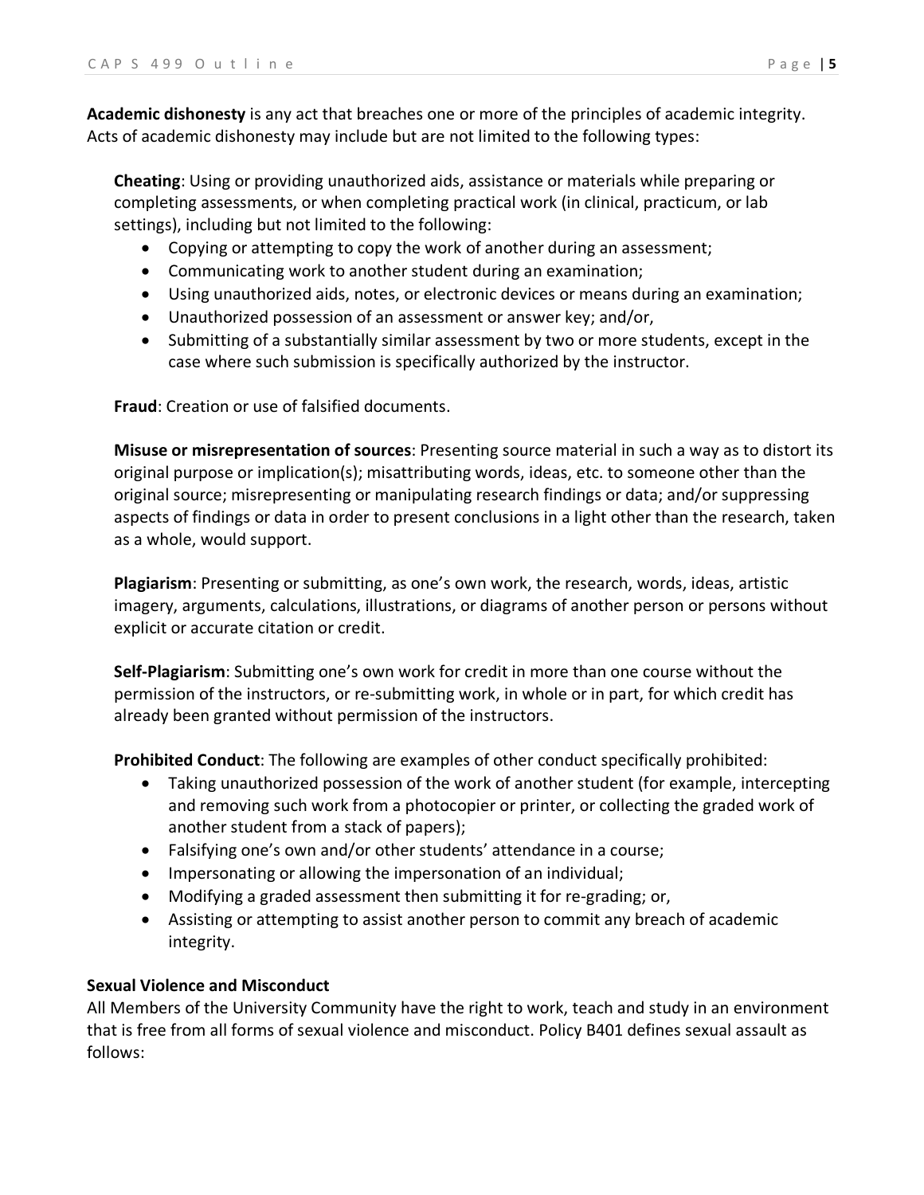**Academic dishonesty** is any act that breaches one or more of the principles of academic integrity. Acts of academic dishonesty may include but are not limited to the following types:

**Cheating**: Using or providing unauthorized aids, assistance or materials while preparing or completing assessments, or when completing practical work (in clinical, practicum, or lab settings), including but not limited to the following:

- Copying or attempting to copy the work of another during an assessment;
- Communicating work to another student during an examination;
- Using unauthorized aids, notes, or electronic devices or means during an examination;
- Unauthorized possession of an assessment or answer key; and/or,
- Submitting of a substantially similar assessment by two or more students, except in the case where such submission is specifically authorized by the instructor.

**Fraud**: Creation or use of falsified documents.

**Misuse or misrepresentation of sources**: Presenting source material in such a way as to distort its original purpose or implication(s); misattributing words, ideas, etc. to someone other than the original source; misrepresenting or manipulating research findings or data; and/or suppressing aspects of findings or data in order to present conclusions in a light other than the research, taken as a whole, would support.

**Plagiarism**: Presenting or submitting, as one's own work, the research, words, ideas, artistic imagery, arguments, calculations, illustrations, or diagrams of another person or persons without explicit or accurate citation or credit.

**Self-Plagiarism**: Submitting one's own work for credit in more than one course without the permission of the instructors, or re-submitting work, in whole or in part, for which credit has already been granted without permission of the instructors.

**Prohibited Conduct**: The following are examples of other conduct specifically prohibited:

- Taking unauthorized possession of the work of another student (for example, intercepting and removing such work from a photocopier or printer, or collecting the graded work of another student from a stack of papers);
- Falsifying one's own and/or other students' attendance in a course;
- Impersonating or allowing the impersonation of an individual;
- Modifying a graded assessment then submitting it for re-grading; or,
- Assisting or attempting to assist another person to commit any breach of academic integrity.

**Sexual Violence and Misconduct**

All Members of the University Community have the right to work, teach and study in an environment that is free from all forms of sexual violence and misconduct. Policy B401 defines sexual assault as follows: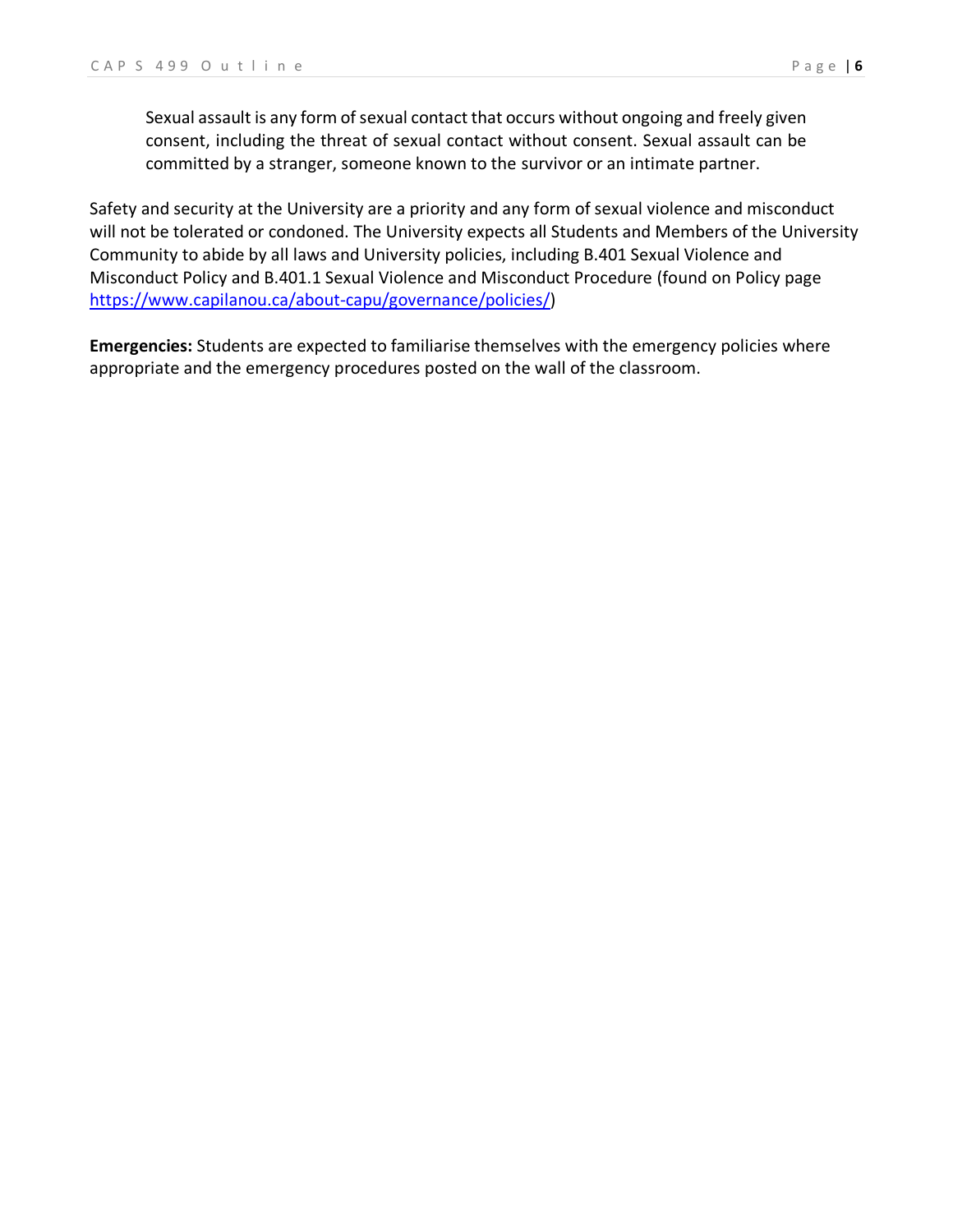> Sexual assault is any form of sexual contact that occurs without ongoing and freely given consent, including the threat of sexual contact without consent. Sexual assault can be committed by a stranger, someone known to the survivor or an intimate partner.

Safety and security at the University are a priority and any form of sexual violence and misconduct will not be tolerated or condoned. The University expects all Students and Members of the University Community to abide by all laws and University policies, including B.401 Sexual Violence and Misconduct Policy and B.401.1 Sexual Violence and Misconduct Procedure (found on Policy page https://www.capilanou.ca/about-capu/governance/policies/)

**Emergencies:** Students are expected to familiarise themselves with the emergency policies where appropriate and the emergency procedures posted on the wall of the classroom.